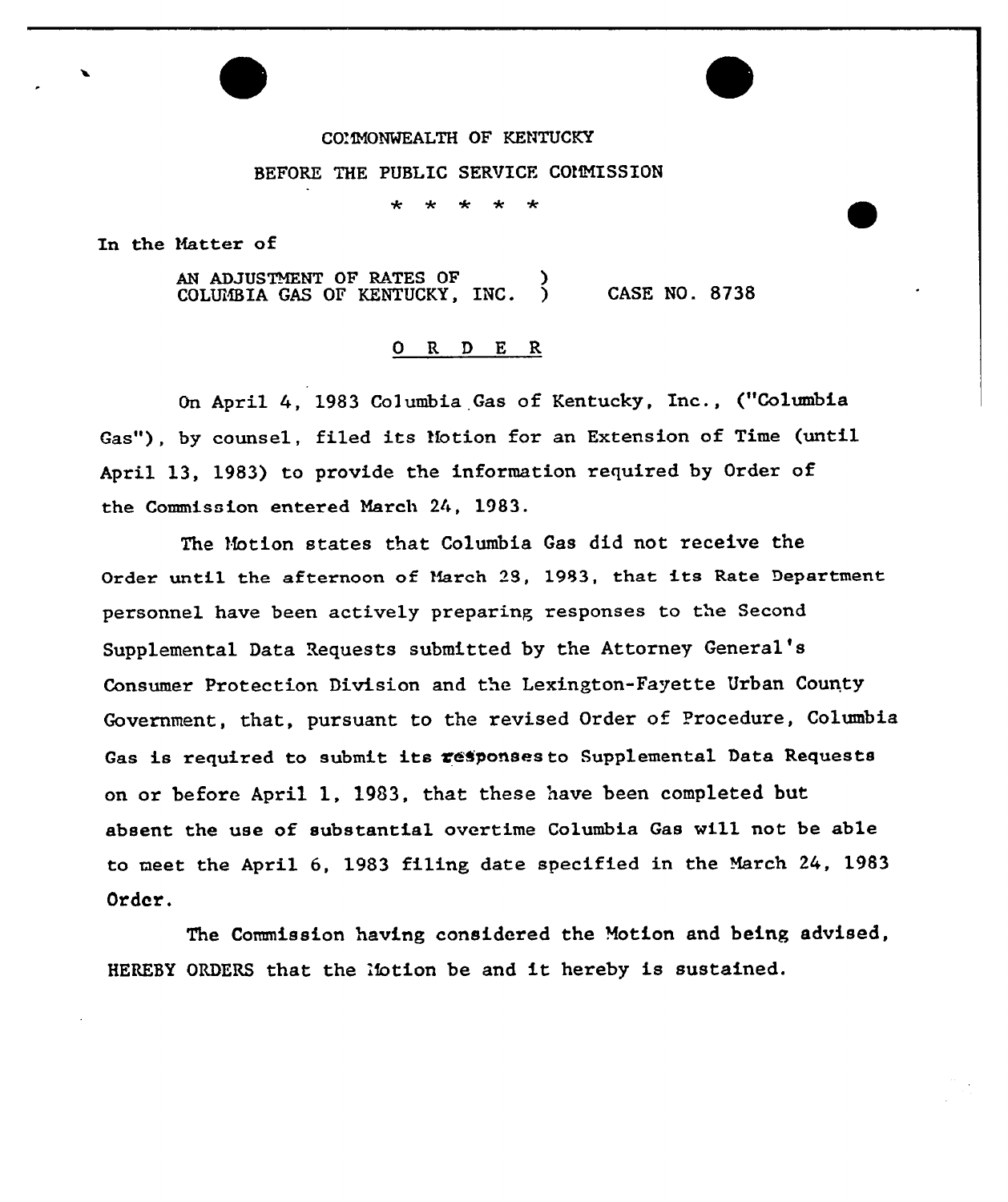COMMONWEALTH OF KENTUCKY

BEFORE THE PUBLIC SERVICE COMMISSION

\* \* \* \* \*

In the Matter of

AN ADJUSTMENT OF RATES OF COLUMBIA GAS OF KENTUCKY, INC. ) CASE NO. 8738

# ORDER

On April 4, 1983 Columbia Gas of Kentucky, Inc., ("Columbia Gas"), by counsel, filed its Motion for an Extension of Time (until April 13, 1983) to provide the information required by Order of the Commission entered March 24, 1983.

The Motion states that Columbia Gas did not receive the Order until the afternoon of March 28, 1983, that its Rate Department personnel have been actively preparing responses to the Second Supplemental Data Requests submitted by the Attorney General's Consumer Protection Division and the Lexington-Fayette Urban County Government, that, pursuant to the revised Order of Procedure, Columbia Gas is required to submit its responses to Supplemental Data Requests on or before April 1, 1983, that these have been completed but absent the use of substantial overtime Columbia Gas will not be able to meet the April 6, 1983 filing date specified in the March 24, 1983 Order.

The Commission having considered the Motion and being advised, HEREBY ORDERS that the Motion be and it hereby is sustained.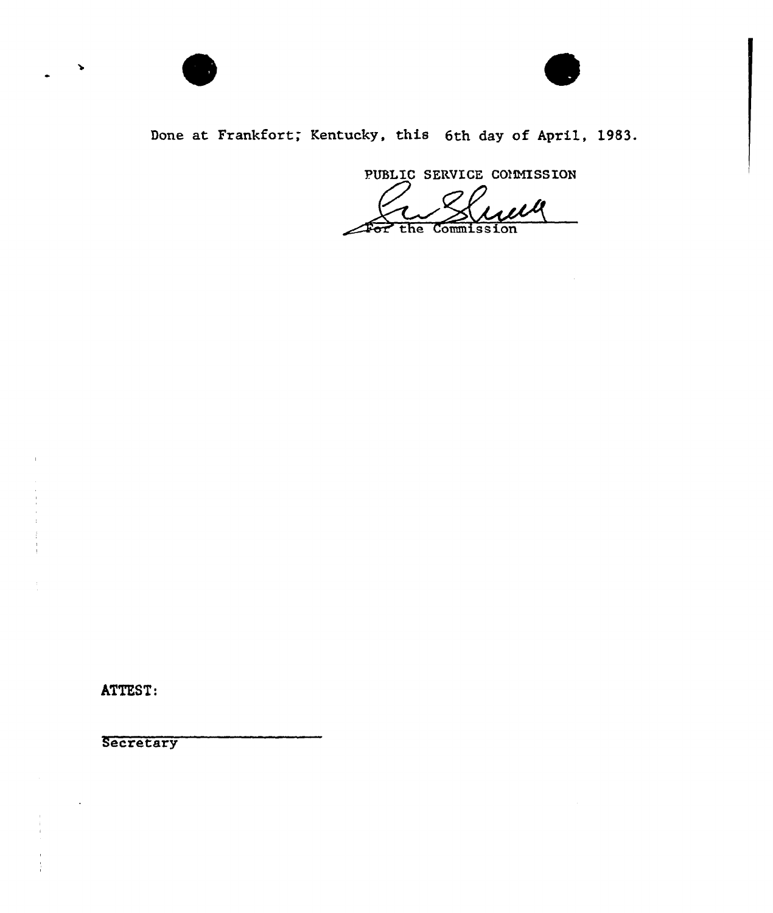Done at Frankfort; Kentucky, this 6th day of April, 1983.

PUBLIC SERVICE COMMISSION

For the Commission

ATTEST:

Secretary